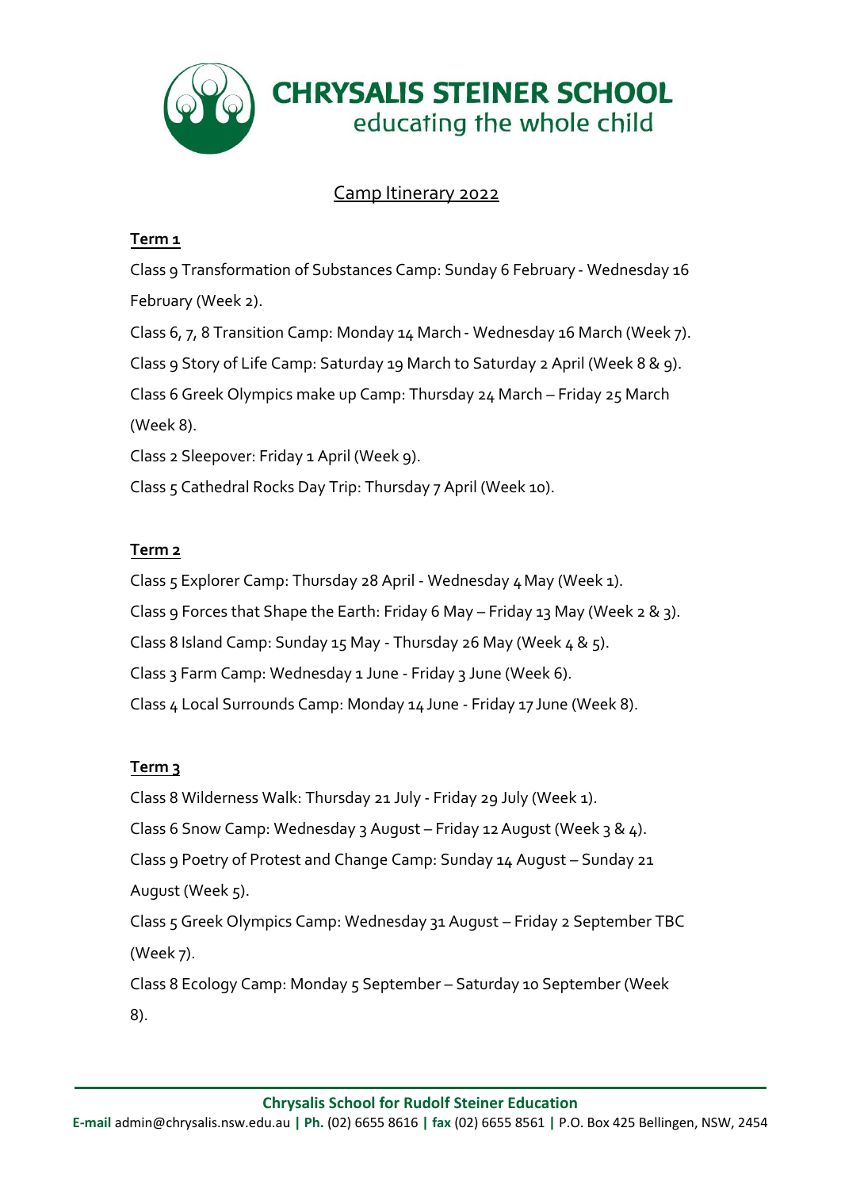# CHRYSALIS STEINER SCHOOL

educating the whole child

## Camp Itinerary 2022

### Term 1

Class 9 Transformation of Substances Camp: Sunday 6 February - Wednesday 16 February (Week 2).

Class 6, 7, 8 Transition Camp: Monday 14 March - Wednesday 16 March (Week 7).

Class 9 Story of Life Camp: Saturday 19 March to Saturday 2 April (Week 8 & 9).

Class 6 Greek Olympics make up Camp: Thursday 24 March – Friday 25 March (Week 8).

Class 2 Sleepover: Friday 1 April (Week 9).

Class 5 Cathedral Rocks Day Trip: Thursday 7 April (Week 10).

### Term 2

Class 5 Explorer Camp: Thursday 28 April - Wednesday 4 May (Week 1).

Class 9 Forces that Shape the Earth: Friday 6 May – Friday 13 May (Week 2 & 3).

Class 8 Island Camp: Sunday 15 May - Thursday 26 May (Week 4 & 5).

Class 3 Farm Camp: Wednesday 1 June - Friday 3 June (Week 6).

Class 4 Local Surrounds Camp: Monday 14 June - Friday 17 June (Week 8).

### Term 3

Class 8 Wilderness Walk: Thursday 21 July - Friday 29 July (Week 1).

Class 6 Snow Camp: Wednesday 3 August – Friday 12 August (Week 3 & 4).

Class 9 Poetry of Protest and Change Camp: Sunday 14 August – Sunday 21 August (Week 5).

Class 5 Greek Olympics Camp: Wednesday 31 August – Friday 2 September TBC (Week 7).

Class 8 Ecology Camp: Monday 5 September – Saturday 10 September (Week 8).

**Chrysalis School for Rudolf Steiner Education**

**E-mail** admin@chrysalis.nsw.edu.au | **Ph.** (02) 6655 8616 | **fax** (02) 6655 8561 | P.O. Box 425 Bellingen, NSW, 2454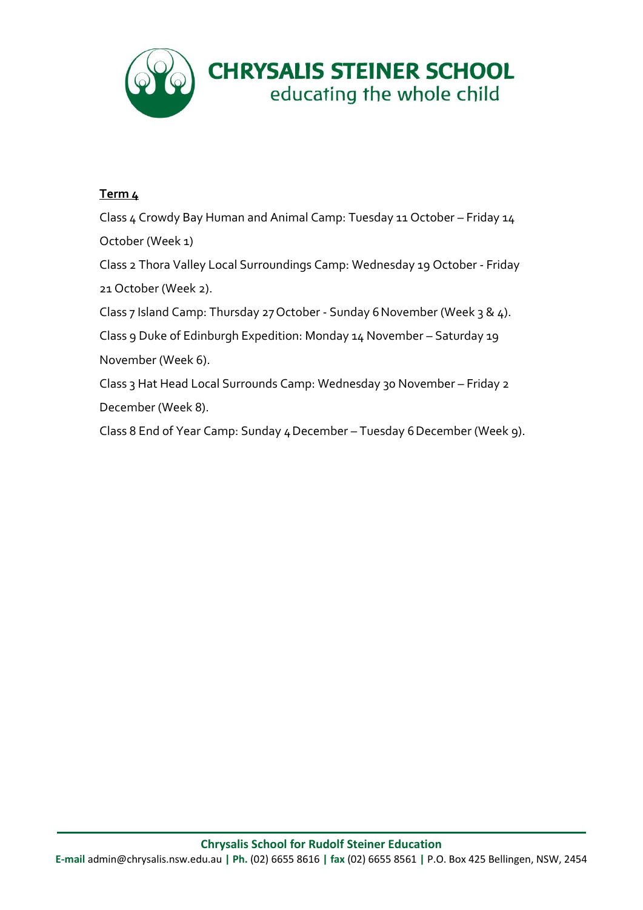**Term 4**

Class 4 Crowdy Bay Human and Animal Camp: Tuesday 11 October – Friday 14 October (Week 1)

Class 2 Thora Valley Local Surroundings Camp: Wednesday 19 October - Friday 21 October (Week 2).

Class 7 Island Camp: Thursday 27 October - Sunday 6 November (Week 3 & 4).

Class 9 Duke of Edinburgh Expedition: Monday 14 November – Saturday 19 November (Week 6).

Class 3 Hat Head Local Surrounds Camp: Wednesday 30 November – Friday 2 December (Week 8).

Class 8 End of Year Camp: Sunday 4 December – Tuesday 6 December (Week 9).